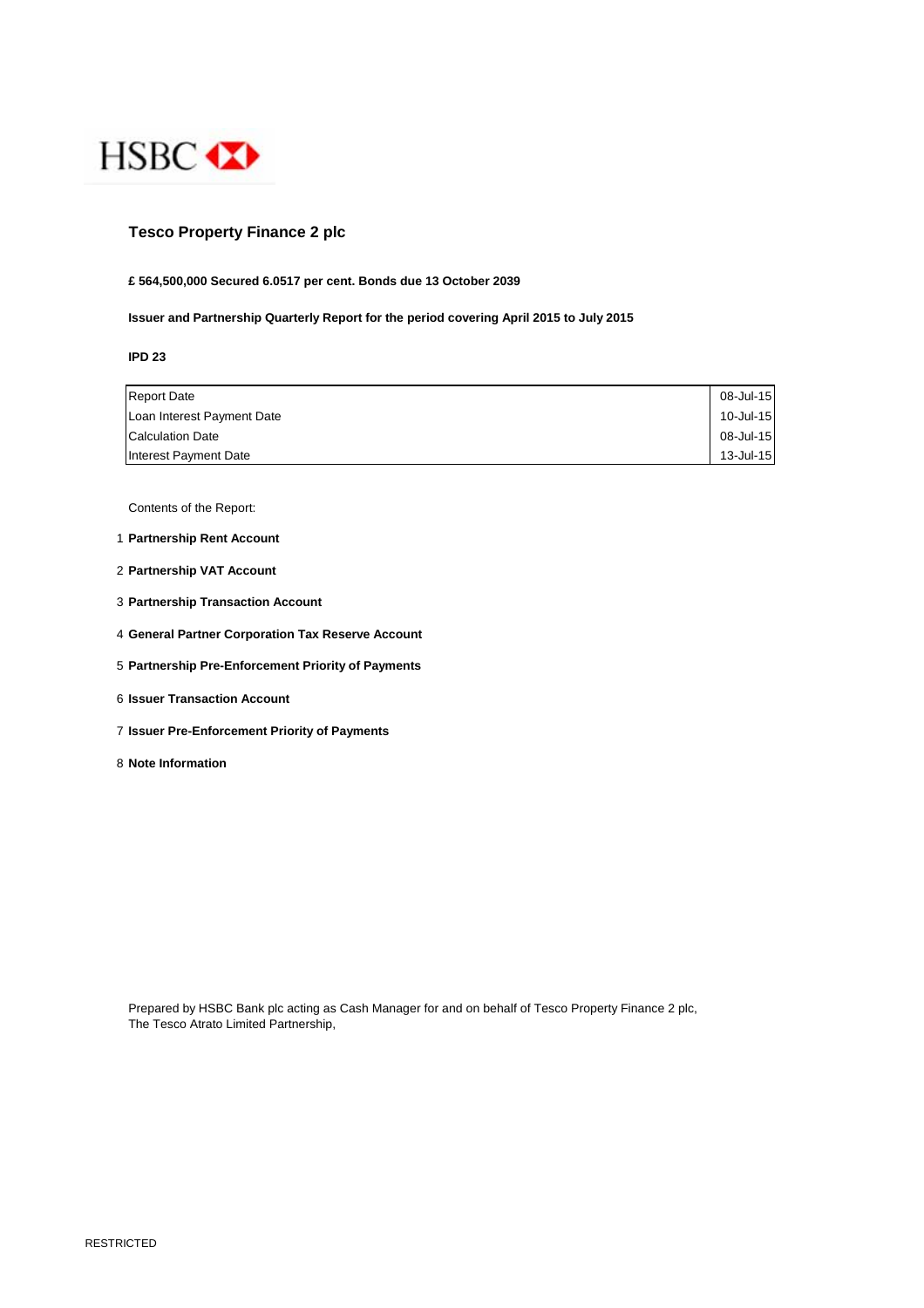HSBC

# Tesco Property Finance 2 plc

**£ 564,500,000 Secured 6.0517 per cent. Bonds due 13 October 2039**

**Issuer and Partnership Quarterly Report for the period covering April 2015 to July 2015**

**IPD 23**

| | |
|---|---|
| Report Date | 08-Jul-15 |
| Loan Interest Payment Date | 10-Jul-15 |
| Calculation Date | 08-Jul-15 |
| Interest Payment Date | 13-Jul-15 |

Contents of the Report:

1. **Partnership Rent Account**
2. **Partnership VAT Account**
3. **Partnership Transaction Account**
4. **General Partner Corporation Tax Reserve Account**
5. **Partnership Pre-Enforcement Priority of Payments**
6. **Issuer Transaction Account**
7. **Issuer Pre-Enforcement Priority of Payments**
8. **Note Information**

Prepared by HSBC Bank plc acting as Cash Manager for and on behalf of Tesco Property Finance 2 plc, The Tesco Atrato Limited Partnership,

RESTRICTED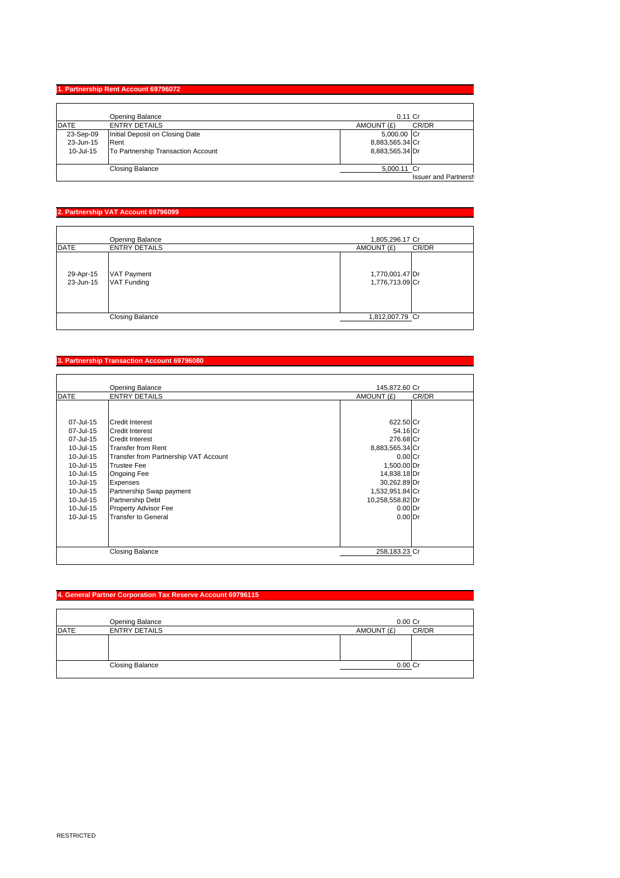## 1. Partnership Rent Account 69796072

| DATE | ENTRY DETAILS | AMOUNT (£) | CR/DR |
|---|---|---|---|
| | Opening Balance | 0.11 | Cr |
| 23-Sep-09 | Initial Deposit on Closing Date | 5,000.00 | Cr |
| 23-Jun-15 | Rent | 8,883,565.34 | Cr |
| 10-Jul-15 | To Partnership Transaction Account | 8,883,565.34 | Dr |
| | Closing Balance | 5,000.11 | Cr |

Issuer and Partnersh

## 2. Partnership VAT Account 69796099

| DATE | ENTRY DETAILS | AMOUNT (£) | CR/DR |
|---|---|---|---|
| | Opening Balance | 1,805,296.17 | Cr |
| 29-Apr-15 | VAT Payment | 1,770,001.47 | Dr |
| 23-Jun-15 | VAT Funding | 1,776,713.09 | Cr |
| | Closing Balance | 1,812,007.79 | Cr |

## 3. Partnership Transaction Account 69796080

| DATE | ENTRY DETAILS | AMOUNT (£) | CR/DR |
|---|---|---|---|
| | Opening Balance | 145,872.60 | Cr |
| 07-Jul-15 | Credit Interest | 622.50 | Cr |
| 07-Jul-15 | Credit Interest | 54.16 | Cr |
| 07-Jul-15 | Credit Interest | 276.68 | Cr |
| 10-Jul-15 | Transfer from Rent | 8,883,565.34 | Cr |
| 10-Jul-15 | Transfer from Partnership VAT Account | 0.00 | Cr |
| 10-Jul-15 | Trustee Fee | 1,500.00 | Dr |
| 10-Jul-15 | Ongoing Fee | 14,838.18 | Dr |
| 10-Jul-15 | Expenses | 30,262.89 | Dr |
| 10-Jul-15 | Partnership Swap payment | 1,532,951.84 | Cr |
| 10-Jul-15 | Partnership Debt | 10,258,558.82 | Dr |
| 10-Jul-15 | Property Advisor Fee | 0.00 | Dr |
| 10-Jul-15 | Transfer to General | 0.00 | Dr |
| | Closing Balance | 258,183.23 | Cr |

## 4. General Partner Corporation Tax Reserve Account 69796115

| DATE | ENTRY DETAILS | AMOUNT (£) | CR/DR |
|---|---|---|---|
| | Opening Balance | 0.00 | Cr |
| | Closing Balance | 0.00 | Cr |

RESTRICTED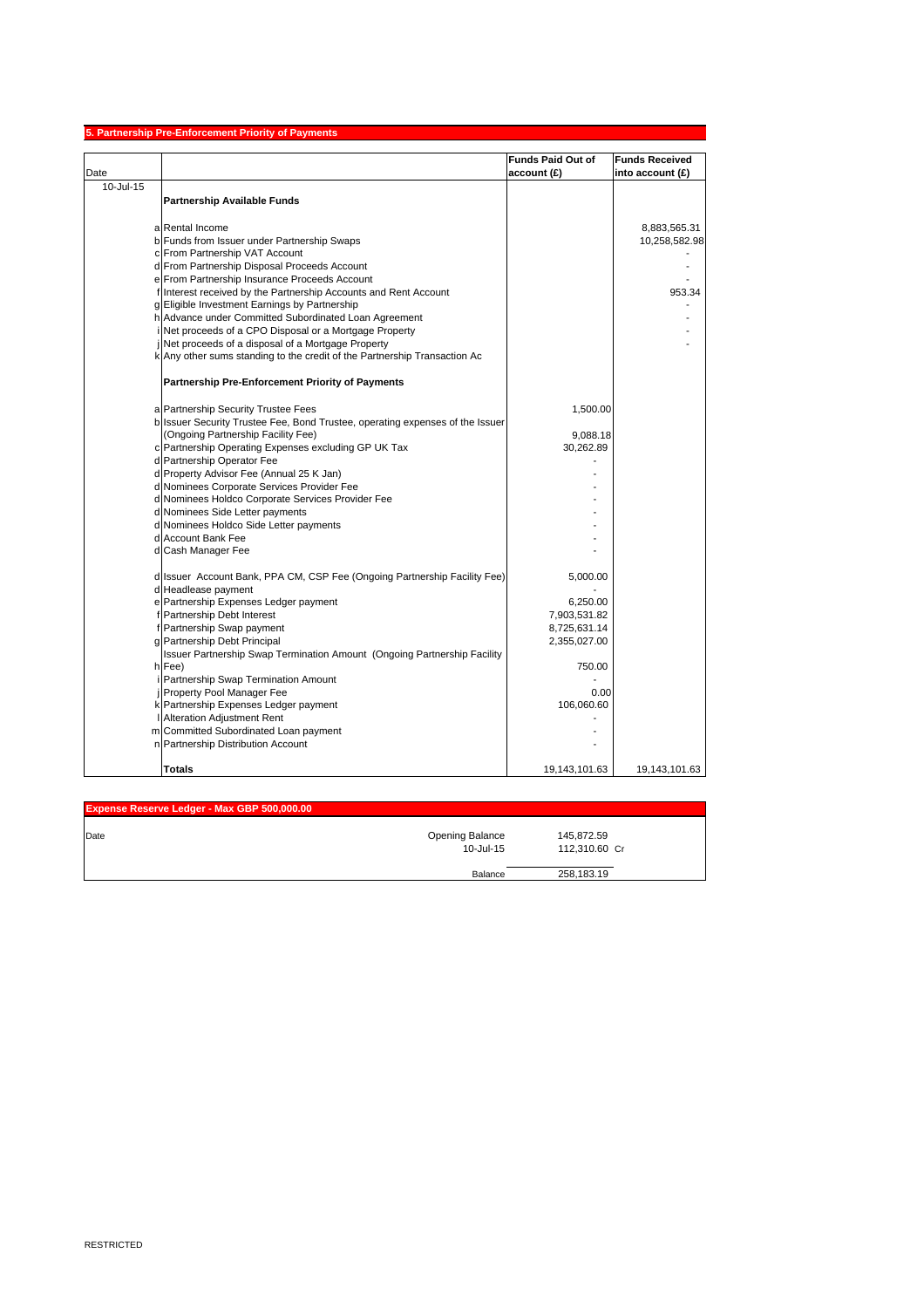## 5. Partnership Pre-Enforcement Priority of Payments

| Date | | | Funds Paid Out of account (£) | Funds Received into account (£) |
|---|---|---|---|---|
| 10-Jul-15 | | | | |
| | | **Partnership Available Funds** | | |
| | a | Rental Income | | 8,883,565.31 |
| | b | Funds from Issuer under Partnership Swaps | | 10,258,582.98 |
| | c | From Partnership VAT Account | | - |
| | d | From Partnership Disposal Proceeds Account | | - |
| | e | From Partnership Insurance Proceeds Account | | - |
| | f | Interest received by the Partnership Accounts and Rent Account | | 953.34 |
| | g | Eligible Investment Earnings by Partnership | | - |
| | h | Advance under Committed Subordinated Loan Agreement | | - |
| | i | Net proceeds of a CPO Disposal or a Mortgage Property | | - |
| | j | Net proceeds of a disposal of a Mortgage Property | | - |
| | k | Any other sums standing to the credit of the Partnership Transaction Ac | | |
| | | **Partnership Pre-Enforcement Priority of Payments** | | |
| | a | Partnership Security Trustee Fees | 1,500.00 | |
| | b | Issuer Security Trustee Fee, Bond Trustee, operating expenses of the Issuer (Ongoing Partnership Facility Fee) | 9,088.18 | |
| | c | Partnership Operating Expenses excluding GP UK Tax | 30,262.89 | |
| | d | Partnership Operator Fee | - | |
| | d | Property Advisor Fee (Annual 25 K Jan) | - | |
| | d | Nominees Corporate Services Provider Fee | - | |
| | d | Nominees Holdco Corporate Services Provider Fee | - | |
| | d | Nominees Side Letter payments | - | |
| | d | Nominees Holdco Side Letter payments | - | |
| | d | Account Bank Fee | - | |
| | d | Cash Manager Fee | - | |
| | d | Issuer Account Bank, PPA CM, CSP Fee (Ongoing Partnership Facility Fee) | 5,000.00 | |
| | d | Headlease payment | - | |
| | e | Partnership Expenses Ledger payment | 6,250.00 | |
| | f | Partnership Debt Interest | 7,903,531.82 | |
| | f | Partnership Swap payment | 8,725,631.14 | |
| | g | Partnership Debt Principal | 2,355,027.00 | |
| | h | Issuer Partnership Swap Termination Amount (Ongoing Partnership Facility Fee) | 750.00 | |
| | i | Partnership Swap Termination Amount | - | |
| | j | Property Pool Manager Fee | 0.00 | |
| | k | Partnership Expenses Ledger payment | 106,060.60 | |
| | l | Alteration Adjustment Rent | - | |
| | m | Committed Subordinated Loan payment | - | |
| | n | Partnership Distribution Account | - | |
| | | **Totals** | 19,143,101.63 | 19,143,101.63 |

## Expense Reserve Ledger - Max GBP 500,000.00

| Date | | | |
|---|---|---|---|
| | Opening Balance | 145,872.59 | |
| | 10-Jul-15 | 112,310.60 | Cr |
| | Balance | 258,183.19 | |

RESTRICTED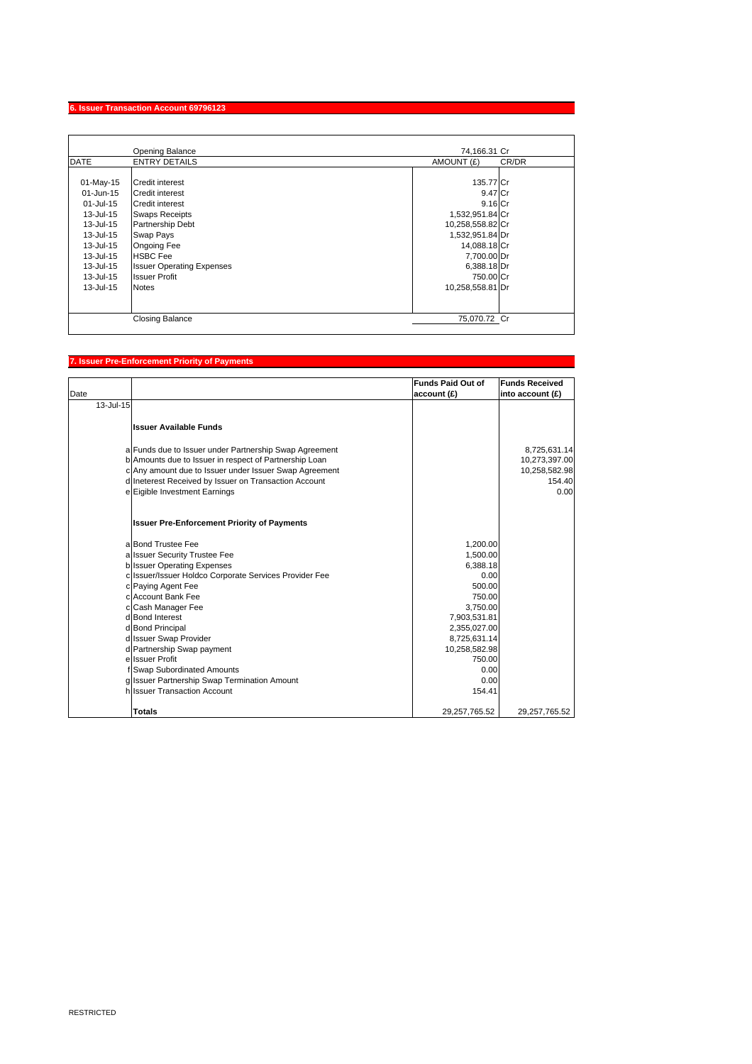## 6. Issuer Transaction Account 69796123

| DATE | ENTRY DETAILS | AMOUNT (£) | CR/DR |
|---|---|---|---|
| | Opening Balance | 74,166.31 | Cr |
| 01-May-15 | Credit interest | 135.77 | Cr |
| 01-Jun-15 | Credit interest | 9.47 | Cr |
| 01-Jul-15 | Credit interest | 9.16 | Cr |
| 13-Jul-15 | Swaps Receipts | 1,532,951.84 | Cr |
| 13-Jul-15 | Partnership Debt | 10,258,558.82 | Cr |
| 13-Jul-15 | Swap Pays | 1,532,951.84 | Dr |
| 13-Jul-15 | Ongoing Fee | 14,088.18 | Cr |
| 13-Jul-15 | HSBC Fee | 7,700.00 | Dr |
| 13-Jul-15 | Issuer Operating Expenses | 6,388.18 | Dr |
| 13-Jul-15 | Issuer Profit | 750.00 | Cr |
| 13-Jul-15 | Notes | 10,258,558.81 | Dr |
| | Closing Balance | 75,070.72 | Cr |

## 7. Issuer Pre-Enforcement Priority of Payments

| Date | | | Funds Paid Out of account (£) | Funds Received into account (£) |
|---|---|---|---|---|
| 13-Jul-15 | | | | |
| | | **Issuer Available Funds** | | |
| | a | Funds due to Issuer under Partnership Swap Agreement | | 8,725,631.14 |
| | b | Amounts due to Issuer in respect of Partnership Loan | | 10,273,397.00 |
| | c | Any amount due to Issuer under Issuer Swap Agreement | | 10,258,582.98 |
| | d | Ineterest Received by Issuer on Transaction Account | | 154.40 |
| | e | Eigible Investment Earnings | | 0.00 |
| | | **Issuer Pre-Enforcement Priority of Payments** | | |
| | a | Bond Trustee Fee | 1,200.00 | |
| | a | Issuer Security Trustee Fee | 1,500.00 | |
| | b | Issuer Operating Expenses | 6,388.18 | |
| | c | Issuer/Issuer Holdco Corporate Services Provider Fee | 0.00 | |
| | c | Paying Agent Fee | 500.00 | |
| | c | Account Bank Fee | 750.00 | |
| | c | Cash Manager Fee | 3,750.00 | |
| | d | Bond Interest | 7,903,531.81 | |
| | d | Bond Principal | 2,355,027.00 | |
| | d | Issuer Swap Provider | 8,725,631.14 | |
| | d | Partnership Swap payment | 10,258,582.98 | |
| | e | Issuer Profit | 750.00 | |
| | f | Swap Subordinated Amounts | 0.00 | |
| | g | Issuer Partnership Swap Termination Amount | 0.00 | |
| | h | Issuer Transaction Account | 154.41 | |
| | | **Totals** | 29,257,765.52 | 29,257,765.52 |

RESTRICTED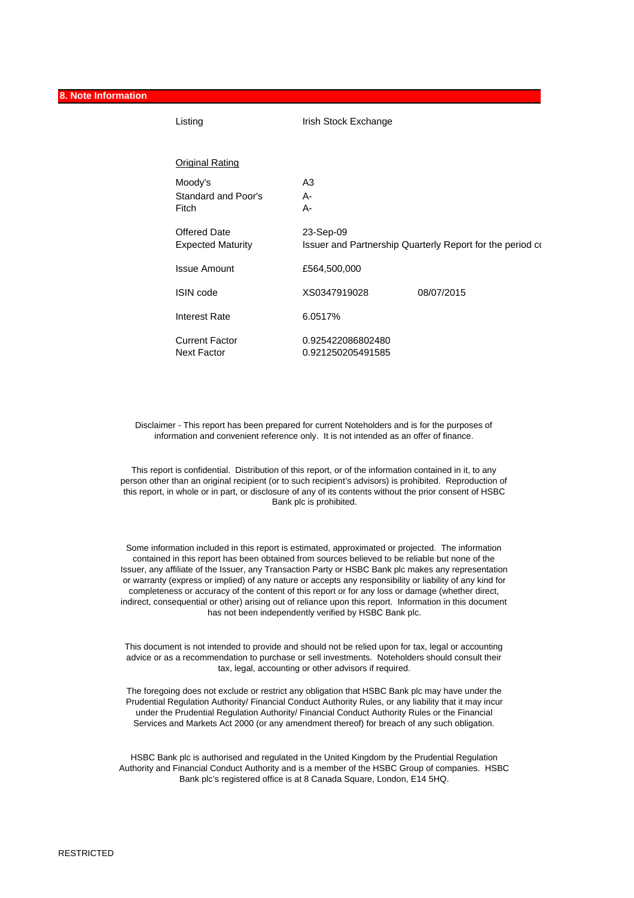## 8. Note Information

| | | |
|---|---|---|
| Listing | Irish Stock Exchange | |
| Original Rating | | |
| Moody's | A3 | |
| Standard and Poor's | A- | |
| Fitch | A- | |
| Offered Date | 23-Sep-09 | |
| Expected Maturity | Issuer and Partnership Quarterly Report for the period co | |
| Issue Amount | £564,500,000 | |
| ISIN code | XS0347919028 | 08/07/2015 |
| Interest Rate | 6.0517% | |
| Current Factor | 0.925422086802480 | |
| Next Factor | 0.921250205491585 | |

Disclaimer - This report has been prepared for current Noteholders and is for the purposes of information and convenient reference only. It is not intended as an offer of finance.

This report is confidential. Distribution of this report, or of the information contained in it, to any person other than an original recipient (or to such recipient's advisors) is prohibited. Reproduction of this report, in whole or in part, or disclosure of any of its contents without the prior consent of HSBC Bank plc is prohibited.

Some information included in this report is estimated, approximated or projected. The information contained in this report has been obtained from sources believed to be reliable but none of the Issuer, any affiliate of the Issuer, any Transaction Party or HSBC Bank plc makes any representation or warranty (express or implied) of any nature or accepts any responsibility or liability of any kind for completeness or accuracy of the content of this report or for any loss or damage (whether direct, indirect, consequential or other) arising out of reliance upon this report. Information in this document has not been independently verified by HSBC Bank plc.

This document is not intended to provide and should not be relied upon for tax, legal or accounting advice or as a recommendation to purchase or sell investments. Noteholders should consult their tax, legal, accounting or other advisors if required.

The foregoing does not exclude or restrict any obligation that HSBC Bank plc may have under the Prudential Regulation Authority/ Financial Conduct Authority Rules, or any liability that it may incur under the Prudential Regulation Authority/ Financial Conduct Authority Rules or the Financial Services and Markets Act 2000 (or any amendment thereof) for breach of any such obligation.

HSBC Bank plc is authorised and regulated in the United Kingdom by the Prudential Regulation Authority and Financial Conduct Authority and is a member of the HSBC Group of companies. HSBC Bank plc's registered office is at 8 Canada Square, London, E14 5HQ.

RESTRICTED